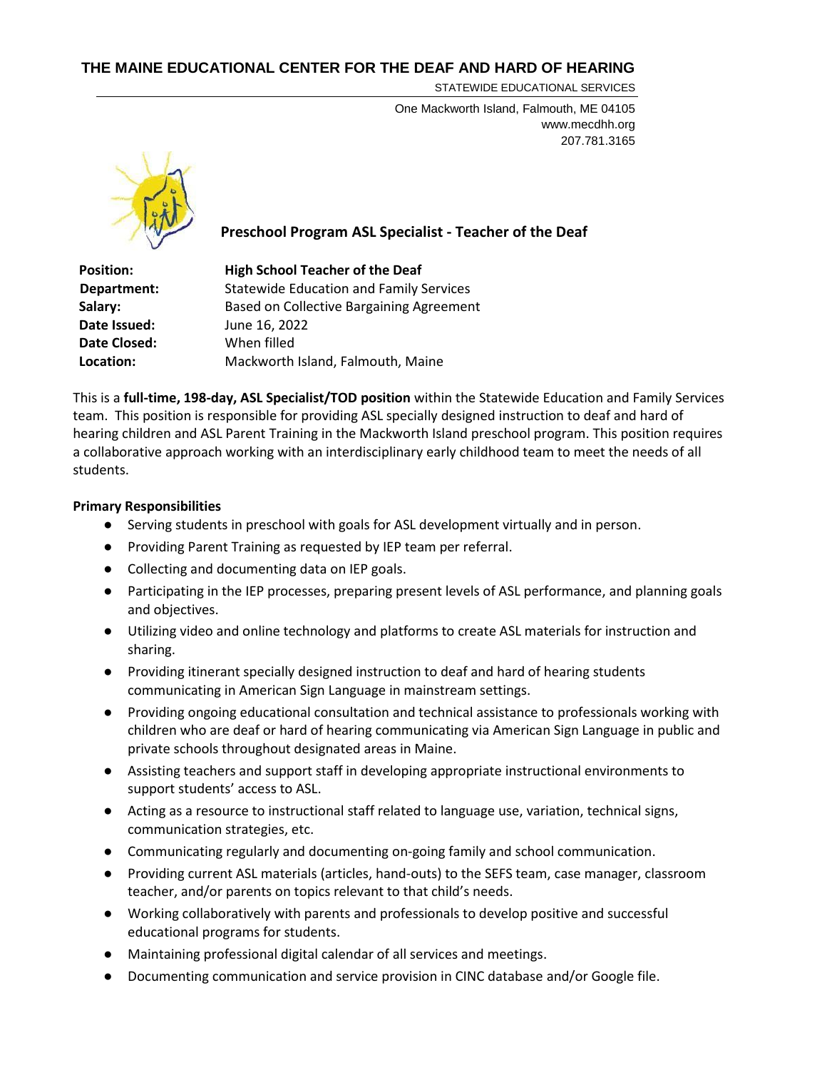# THE MAINE EDUCATIONAL CENTER FOR THE DEAF AND HARD OF HEARING

STATEWIDE EDUCATIONAL SERVICES

One Mackworth Island, Falmouth, ME 04105
www.mecdhh.org
207.781.3165

## Preschool Program ASL Specialist - Teacher of the Deaf

| | |
|---|---|
| **Position:** | **High School Teacher of the Deaf** |
| **Department:** | Statewide Education and Family Services |
| **Salary:** | Based on Collective Bargaining Agreement |
| **Date Issued:** | June 16, 2022 |
| **Date Closed:** | When filled |
| **Location:** | Mackworth Island, Falmouth, Maine |

This is a **full-time, 198-day, ASL Specialist/TOD position** within the Statewide Education and Family Services team. This position is responsible for providing ASL specially designed instruction to deaf and hard of hearing children and ASL Parent Training in the Mackworth Island preschool program. This position requires a collaborative approach working with an interdisciplinary early childhood team to meet the needs of all students.

**Primary Responsibilities**

- Serving students in preschool with goals for ASL development virtually and in person.
- Providing Parent Training as requested by IEP team per referral.
- Collecting and documenting data on IEP goals.
- Participating in the IEP processes, preparing present levels of ASL performance, and planning goals and objectives.
- Utilizing video and online technology and platforms to create ASL materials for instruction and sharing.
- Providing itinerant specially designed instruction to deaf and hard of hearing students communicating in American Sign Language in mainstream settings.
- Providing ongoing educational consultation and technical assistance to professionals working with children who are deaf or hard of hearing communicating via American Sign Language in public and private schools throughout designated areas in Maine.
- Assisting teachers and support staff in developing appropriate instructional environments to support students' access to ASL.
- Acting as a resource to instructional staff related to language use, variation, technical signs, communication strategies, etc.
- Communicating regularly and documenting on-going family and school communication.
- Providing current ASL materials (articles, hand-outs) to the SEFS team, case manager, classroom teacher, and/or parents on topics relevant to that child's needs.
- Working collaboratively with parents and professionals to develop positive and successful educational programs for students.
- Maintaining professional digital calendar of all services and meetings.
- Documenting communication and service provision in CINC database and/or Google file.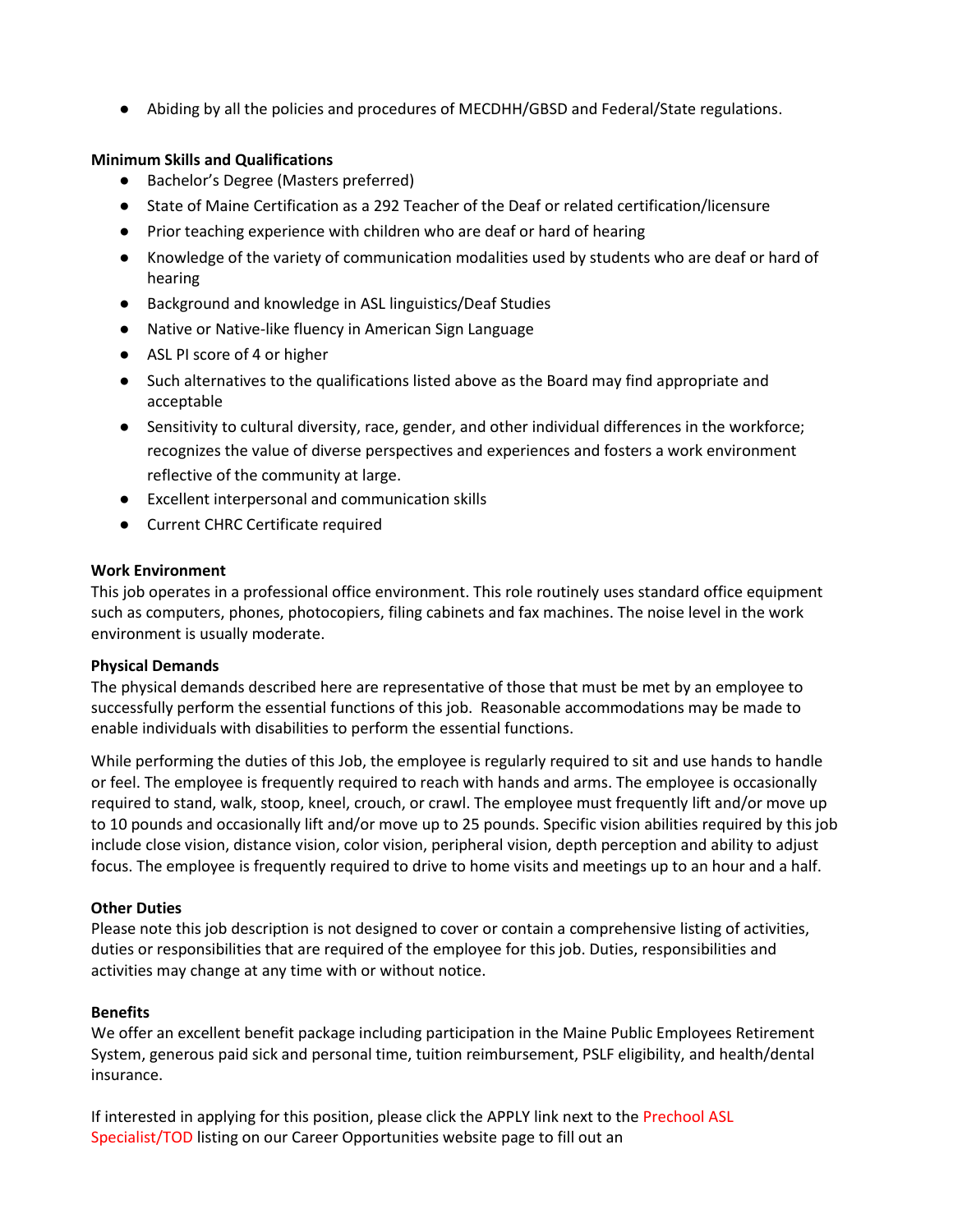- Abiding by all the policies and procedures of MECDHH/GBSD and Federal/State regulations.

**Minimum Skills and Qualifications**

- Bachelor's Degree (Masters preferred)
- State of Maine Certification as a 292 Teacher of the Deaf or related certification/licensure
- Prior teaching experience with children who are deaf or hard of hearing
- Knowledge of the variety of communication modalities used by students who are deaf or hard of hearing
- Background and knowledge in ASL linguistics/Deaf Studies
- Native or Native-like fluency in American Sign Language
- ASL PI score of 4 or higher
- Such alternatives to the qualifications listed above as the Board may find appropriate and acceptable
- Sensitivity to cultural diversity, race, gender, and other individual differences in the workforce; recognizes the value of diverse perspectives and experiences and fosters a work environment reflective of the community at large.
- Excellent interpersonal and communication skills
- Current CHRC Certificate required

**Work Environment**

This job operates in a professional office environment. This role routinely uses standard office equipment such as computers, phones, photocopiers, filing cabinets and fax machines. The noise level in the work environment is usually moderate.

**Physical Demands**

The physical demands described here are representative of those that must be met by an employee to successfully perform the essential functions of this job. Reasonable accommodations may be made to enable individuals with disabilities to perform the essential functions.

While performing the duties of this Job, the employee is regularly required to sit and use hands to handle or feel. The employee is frequently required to reach with hands and arms. The employee is occasionally required to stand, walk, stoop, kneel, crouch, or crawl. The employee must frequently lift and/or move up to 10 pounds and occasionally lift and/or move up to 25 pounds. Specific vision abilities required by this job include close vision, distance vision, color vision, peripheral vision, depth perception and ability to adjust focus. The employee is frequently required to drive to home visits and meetings up to an hour and a half.

**Other Duties**

Please note this job description is not designed to cover or contain a comprehensive listing of activities, duties or responsibilities that are required of the employee for this job. Duties, responsibilities and activities may change at any time with or without notice.

**Benefits**

We offer an excellent benefit package including participation in the Maine Public Employees Retirement System, generous paid sick and personal time, tuition reimbursement, PSLF eligibility, and health/dental insurance.

If interested in applying for this position, please click the APPLY link next to the Prechool ASL Specialist/TOD listing on our Career Opportunities website page to fill out an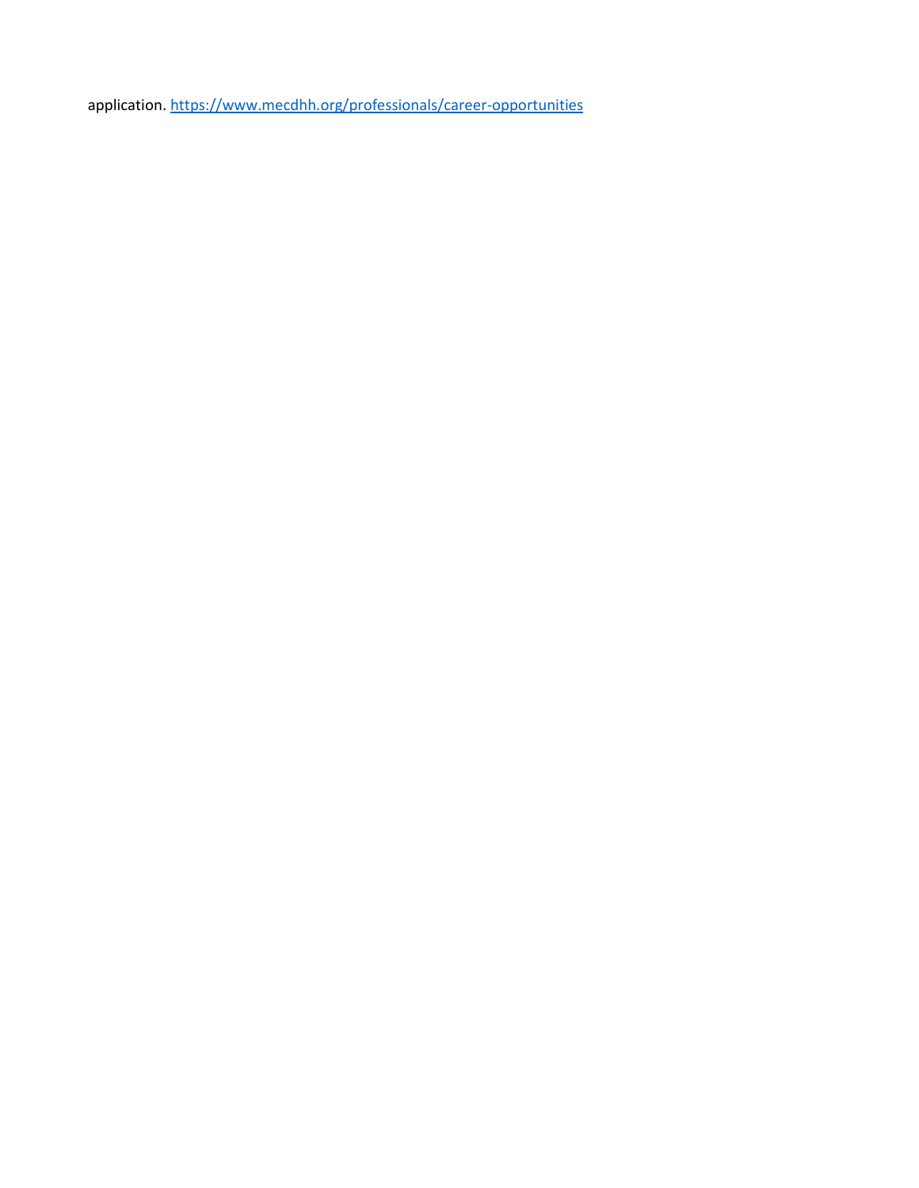application. https://www.mecdhh.org/professionals/career-opportunities